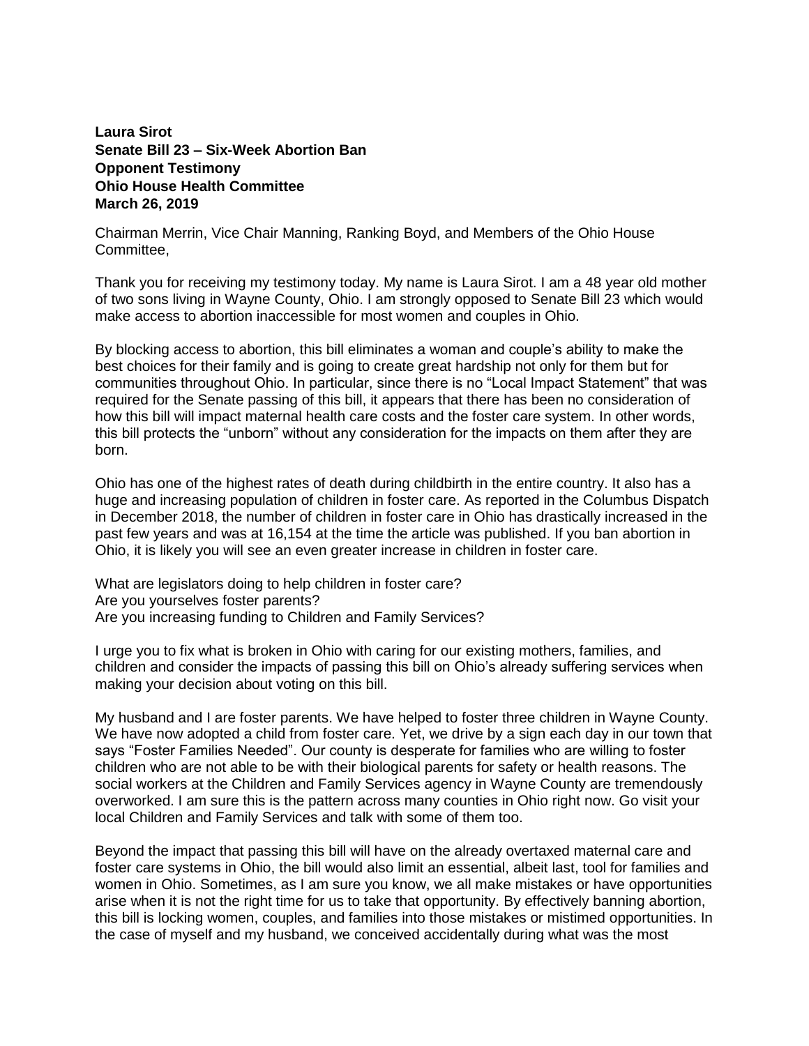**Laura Sirot**
**Senate Bill 23 – Six-Week Abortion Ban**
**Opponent Testimony**
**Ohio House Health Committee**
**March 26, 2019**

Chairman Merrin, Vice Chair Manning, Ranking Boyd, and Members of the Ohio House Committee,

Thank you for receiving my testimony today. My name is Laura Sirot. I am a 48 year old mother of two sons living in Wayne County, Ohio. I am strongly opposed to Senate Bill 23 which would make access to abortion inaccessible for most women and couples in Ohio.

By blocking access to abortion, this bill eliminates a woman and couple's ability to make the best choices for their family and is going to create great hardship not only for them but for communities throughout Ohio. In particular, since there is no "Local Impact Statement" that was required for the Senate passing of this bill, it appears that there has been no consideration of how this bill will impact maternal health care costs and the foster care system. In other words, this bill protects the "unborn" without any consideration for the impacts on them after they are born.

Ohio has one of the highest rates of death during childbirth in the entire country. It also has a huge and increasing population of children in foster care. As reported in the Columbus Dispatch in December 2018, the number of children in foster care in Ohio has drastically increased in the past few years and was at 16,154 at the time the article was published. If you ban abortion in Ohio, it is likely you will see an even greater increase in children in foster care.

What are legislators doing to help children in foster care?
Are you yourselves foster parents?
Are you increasing funding to Children and Family Services?

I urge you to fix what is broken in Ohio with caring for our existing mothers, families, and children and consider the impacts of passing this bill on Ohio's already suffering services when making your decision about voting on this bill.

My husband and I are foster parents. We have helped to foster three children in Wayne County. We have now adopted a child from foster care. Yet, we drive by a sign each day in our town that says "Foster Families Needed". Our county is desperate for families who are willing to foster children who are not able to be with their biological parents for safety or health reasons. The social workers at the Children and Family Services agency in Wayne County are tremendously overworked. I am sure this is the pattern across many counties in Ohio right now. Go visit your local Children and Family Services and talk with some of them too.

Beyond the impact that passing this bill will have on the already overtaxed maternal care and foster care systems in Ohio, the bill would also limit an essential, albeit last, tool for families and women in Ohio. Sometimes, as I am sure you know, we all make mistakes or have opportunities arise when it is not the right time for us to take that opportunity. By effectively banning abortion, this bill is locking women, couples, and families into those mistakes or mistimed opportunities. In the case of myself and my husband, we conceived accidentally during what was the most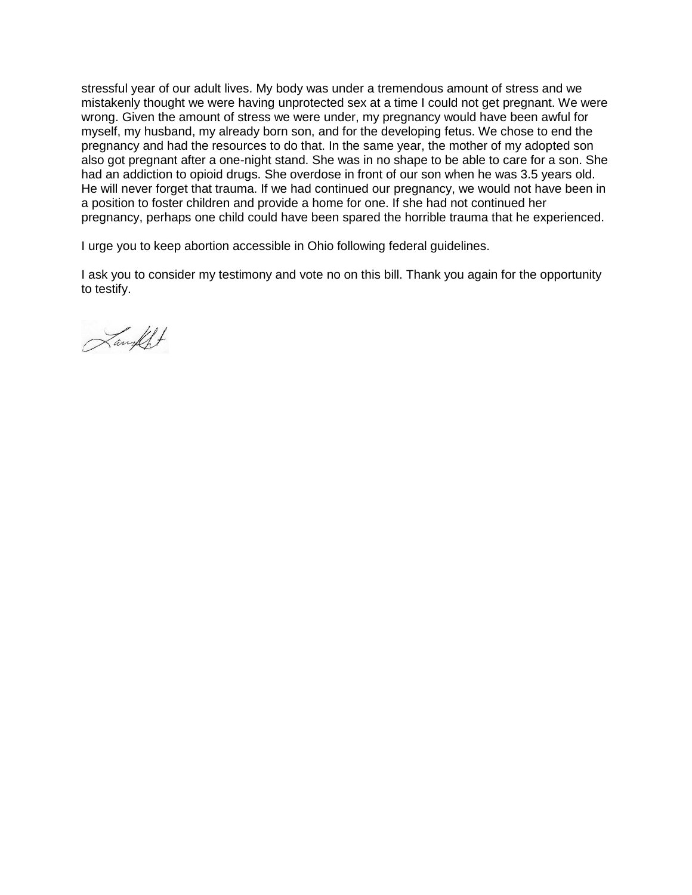stressful year of our adult lives. My body was under a tremendous amount of stress and we mistakenly thought we were having unprotected sex at a time I could not get pregnant. We were wrong. Given the amount of stress we were under, my pregnancy would have been awful for myself, my husband, my already born son, and for the developing fetus. We chose to end the pregnancy and had the resources to do that. In the same year, the mother of my adopted son also got pregnant after a one-night stand. She was in no shape to be able to care for a son. She had an addiction to opioid drugs. She overdose in front of our son when he was 3.5 years old. He will never forget that trauma. If we had continued our pregnancy, we would not have been in a position to foster children and provide a home for one. If she had not continued her pregnancy, perhaps one child could have been spared the horrible trauma that he experienced.

I urge you to keep abortion accessible in Ohio following federal guidelines.

I ask you to consider my testimony and vote no on this bill. Thank you again for the opportunity to testify.